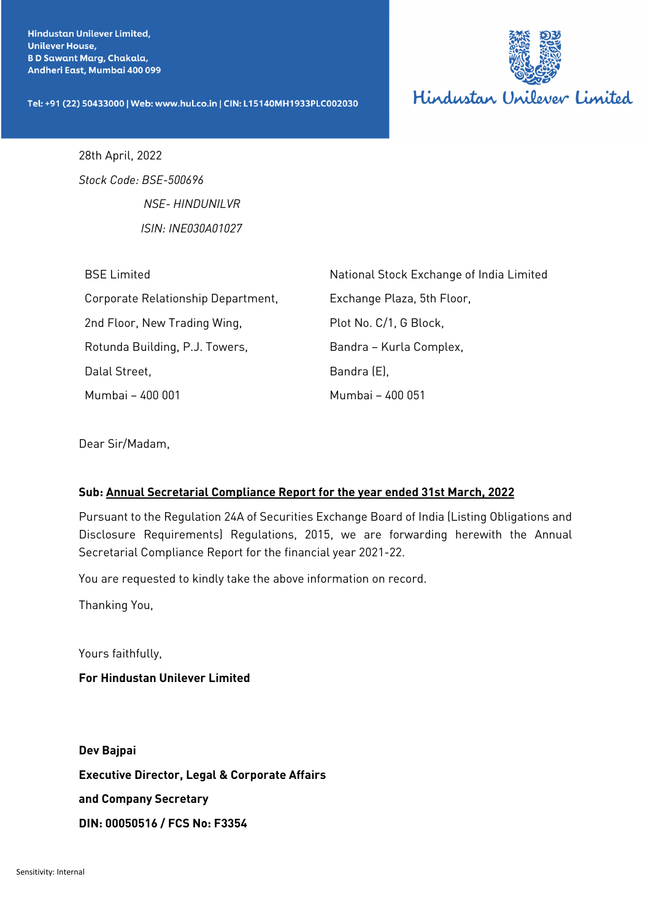**Hindustan Unilever Limited,**
**Unilever House,**
**B D Sawant Marg, Chakala,**
**Andheri East, Mumbai 400 099**

**Tel: +91 (22) 50433000 | Web: www.hul.co.in | CIN: L15140MH1933PLC002030**

Hindustan Unilever Limited

28th April, 2022

*Stock Code: BSE-500696*

*NSE- HINDUNILVR*

*ISIN: INE030A01027*

BSE Limited
Corporate Relationship Department,
2nd Floor, New Trading Wing,
Rotunda Building, P.J. Towers,
Dalal Street,
Mumbai – 400 001

National Stock Exchange of India Limited
Exchange Plaza, 5th Floor,
Plot No. C/1, G Block,
Bandra – Kurla Complex,
Bandra (E),
Mumbai – 400 051

Dear Sir/Madam,

**Sub: Annual Secretarial Compliance Report for the year ended 31st March, 2022**

Pursuant to the Regulation 24A of Securities Exchange Board of India (Listing Obligations and Disclosure Requirements) Regulations, 2015, we are forwarding herewith the Annual Secretarial Compliance Report for the financial year 2021-22.

You are requested to kindly take the above information on record.

Thanking You,

Yours faithfully,

**For Hindustan Unilever Limited**

**Dev Bajpai**
**Executive Director, Legal & Corporate Affairs**
**and Company Secretary**
**DIN: 00050516 / FCS No: F3354**

Sensitivity: Internal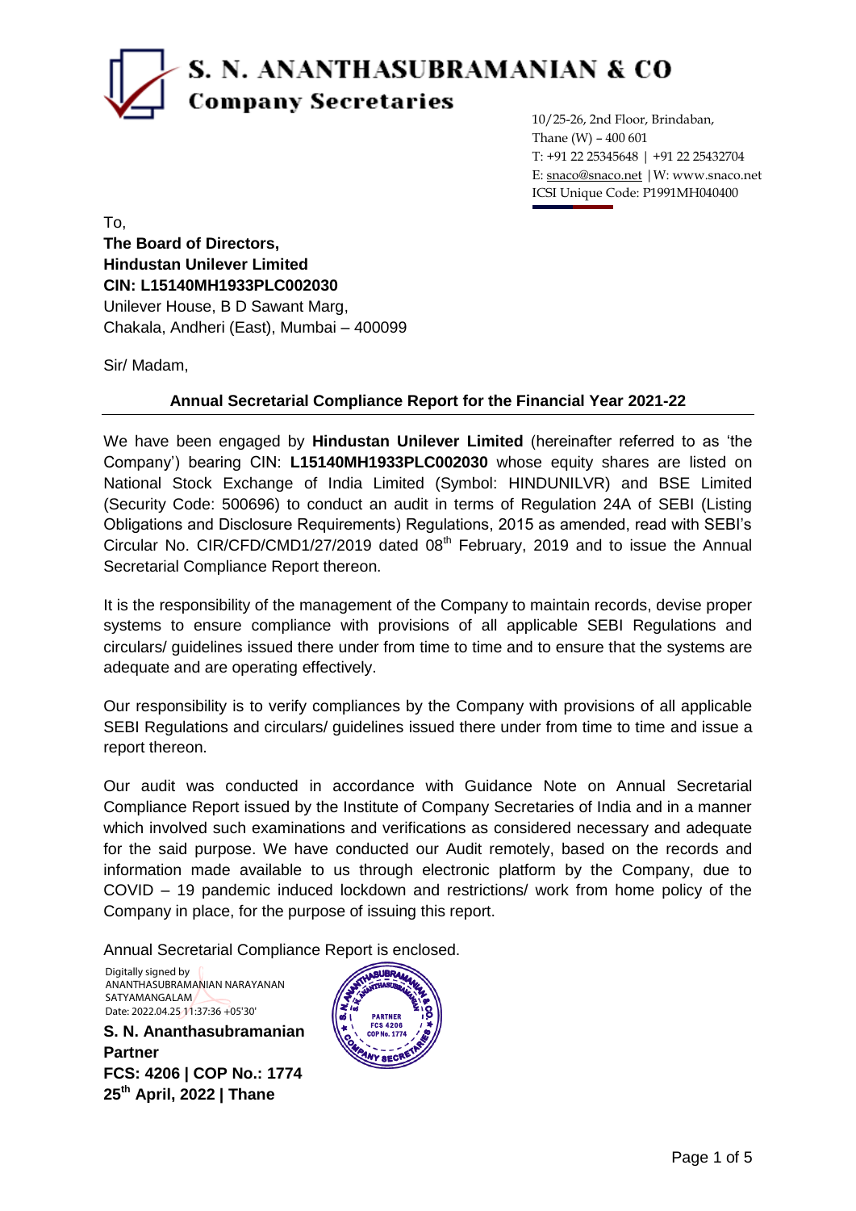# S. N. ANANTHASUBRAMANIAN & CO
## Company Secretaries

10/25-26, 2nd Floor, Brindaban,
Thane (W) – 400 601
T: +91 22 25345648 | +91 22 25432704
E: snaco@snaco.net | W: www.snaco.net
ICSI Unique Code: P1991MH040400

To,
**The Board of Directors,**
**Hindustan Unilever Limited**
**CIN: L15140MH1933PLC002030**
Unilever House, B D Sawant Marg,
Chakala, Andheri (East), Mumbai – 400099

Sir/ Madam,

**Annual Secretarial Compliance Report for the Financial Year 2021-22**

We have been engaged by **Hindustan Unilever Limited** (hereinafter referred to as 'the Company') bearing CIN: **L15140MH1933PLC002030** whose equity shares are listed on National Stock Exchange of India Limited (Symbol: HINDUNILVR) and BSE Limited (Security Code: 500696) to conduct an audit in terms of Regulation 24A of SEBI (Listing Obligations and Disclosure Requirements) Regulations, 2015 as amended, read with SEBI's Circular No. CIR/CFD/CMD1/27/2019 dated 08th February, 2019 and to issue the Annual Secretarial Compliance Report thereon.

It is the responsibility of the management of the Company to maintain records, devise proper systems to ensure compliance with provisions of all applicable SEBI Regulations and circulars/ guidelines issued there under from time to time and to ensure that the systems are adequate and are operating effectively.

Our responsibility is to verify compliances by the Company with provisions of all applicable SEBI Regulations and circulars/ guidelines issued there under from time to time and issue a report thereon.

Our audit was conducted in accordance with Guidance Note on Annual Secretarial Compliance Report issued by the Institute of Company Secretaries of India and in a manner which involved such examinations and verifications as considered necessary and adequate for the said purpose. We have conducted our Audit remotely, based on the records and information made available to us through electronic platform by the Company, due to COVID – 19 pandemic induced lockdown and restrictions/ work from home policy of the Company in place, for the purpose of issuing this report.

Annual Secretarial Compliance Report is enclosed.

Digitally signed by ANANTHASUBRAMANIAN NARAYANAN SATYAMANGALAM
Date: 2022.04.25 11:37:36 +05'30'

**S. N. Ananthasubramanian**
**Partner**
**FCS: 4206 | COP No.: 1774**
**25th April, 2022 | Thane**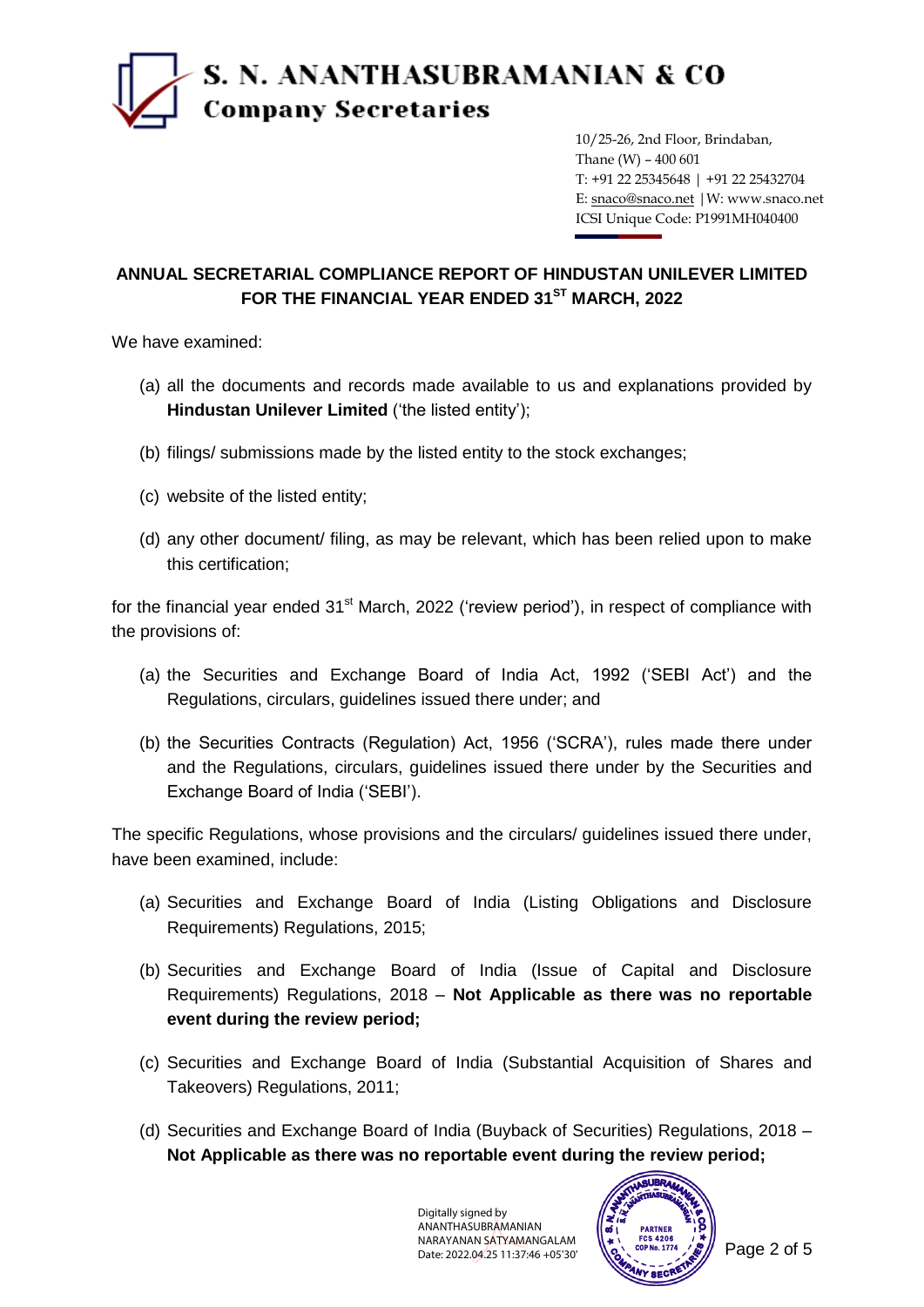# S. N. ANANTHASUBRAMANIAN & CO

## Company Secretaries

10/25-26, 2nd Floor, Brindaban,
Thane (W) – 400 601
T: +91 22 25345648 | +91 22 25432704
E: snaco@snaco.net | W: www.snaco.net
ICSI Unique Code: P1991MH040400

**ANNUAL SECRETARIAL COMPLIANCE REPORT OF HINDUSTAN UNILEVER LIMITED FOR THE FINANCIAL YEAR ENDED 31ST MARCH, 2022**

We have examined:

(a) all the documents and records made available to us and explanations provided by **Hindustan Unilever Limited** ('the listed entity');

(b) filings/ submissions made by the listed entity to the stock exchanges;

(c) website of the listed entity;

(d) any other document/ filing, as may be relevant, which has been relied upon to make this certification;

for the financial year ended 31st March, 2022 ('review period'), in respect of compliance with the provisions of:

(a) the Securities and Exchange Board of India Act, 1992 ('SEBI Act') and the Regulations, circulars, guidelines issued there under; and

(b) the Securities Contracts (Regulation) Act, 1956 ('SCRA'), rules made there under and the Regulations, circulars, guidelines issued there under by the Securities and Exchange Board of India ('SEBI').

The specific Regulations, whose provisions and the circulars/ guidelines issued there under, have been examined, include:

(a) Securities and Exchange Board of India (Listing Obligations and Disclosure Requirements) Regulations, 2015;

(b) Securities and Exchange Board of India (Issue of Capital and Disclosure Requirements) Regulations, 2018 – **Not Applicable as there was no reportable event during the review period;**

(c) Securities and Exchange Board of India (Substantial Acquisition of Shares and Takeovers) Regulations, 2011;

(d) Securities and Exchange Board of India (Buyback of Securities) Regulations, 2018 – **Not Applicable as there was no reportable event during the review period;**

Digitally signed by ANANTHASUBRAMANIAN NARAYANAN SATYAMANGALAM
Date: 2022.04.25 11:37:46 +05'30'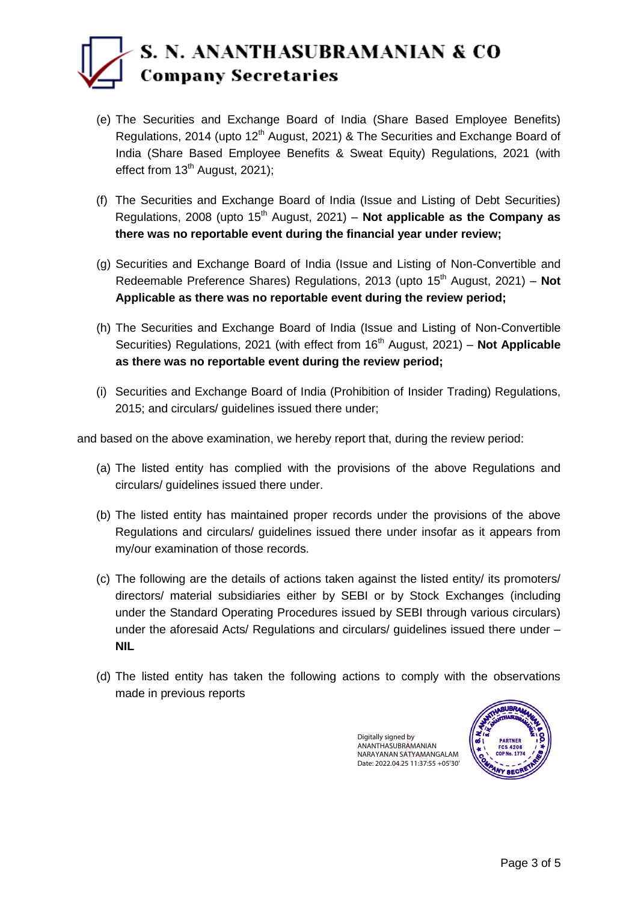(e) The Securities and Exchange Board of India (Share Based Employee Benefits) Regulations, 2014 (upto 12th August, 2021) & The Securities and Exchange Board of India (Share Based Employee Benefits & Sweat Equity) Regulations, 2021 (with effect from 13th August, 2021);

(f) The Securities and Exchange Board of India (Issue and Listing of Debt Securities) Regulations, 2008 (upto 15th August, 2021) – **Not applicable as the Company as there was no reportable event during the financial year under review;**

(g) Securities and Exchange Board of India (Issue and Listing of Non-Convertible and Redeemable Preference Shares) Regulations, 2013 (upto 15th August, 2021) – **Not Applicable as there was no reportable event during the review period;**

(h) The Securities and Exchange Board of India (Issue and Listing of Non-Convertible Securities) Regulations, 2021 (with effect from 16th August, 2021) – **Not Applicable as there was no reportable event during the review period;**

(i) Securities and Exchange Board of India (Prohibition of Insider Trading) Regulations, 2015; and circulars/ guidelines issued there under;

and based on the above examination, we hereby report that, during the review period:

(a) The listed entity has complied with the provisions of the above Regulations and circulars/ guidelines issued there under.

(b) The listed entity has maintained proper records under the provisions of the above Regulations and circulars/ guidelines issued there under insofar as it appears from my/our examination of those records.

(c) The following are the details of actions taken against the listed entity/ its promoters/ directors/ material subsidiaries either by SEBI or by Stock Exchanges (including under the Standard Operating Procedures issued by SEBI through various circulars) under the aforesaid Acts/ Regulations and circulars/ guidelines issued there under – **NIL**

(d) The listed entity has taken the following actions to comply with the observations made in previous reports

Digitally signed by ANANTHASUBRAMANIAN NARAYANAN SATYAMANGALAM
Date: 2022.04.25 11:37:55 +05'30'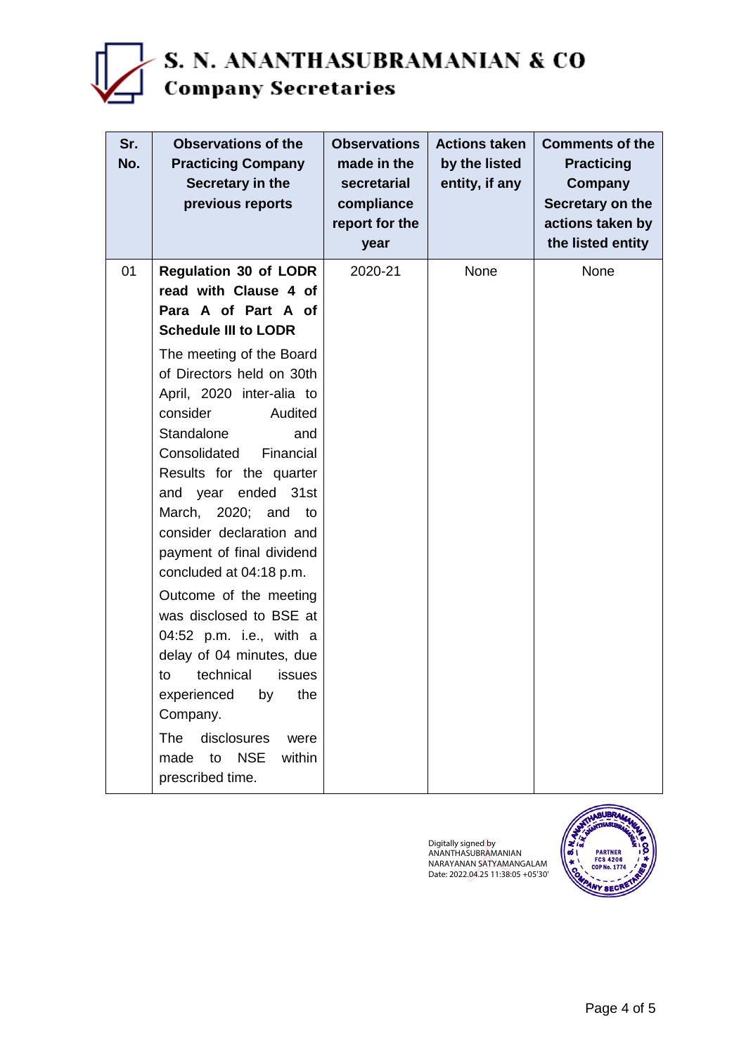| Sr. No. | Observations of the Practicing Company Secretary in the previous reports | Observations made in the secretarial compliance report for the year | Actions taken by the listed entity, if any | Comments of the Practicing Company Secretary on the actions taken by the listed entity |
|---|---|---|---|---|
| 01 | **Regulation 30 of LODR read with Clause 4 of Para A of Part A of Schedule III to LODR**<br><br>The meeting of the Board of Directors held on 30th April, 2020 inter-alia to consider Audited Standalone and Consolidated Financial Results for the quarter and year ended 31st March, 2020; and to consider declaration and payment of final dividend concluded at 04:18 p.m.<br><br>Outcome of the meeting was disclosed to BSE at 04:52 p.m. i.e., with a delay of 04 minutes, due to technical issues experienced by the Company.<br><br>The disclosures were made to NSE within prescribed time. | 2020-21 | None | None |

Digitally signed by ANANTHASUBRAMANIAN NARAYANAN SATYAMANGALAM
Date: 2022.04.25 11:38:05 +05'30'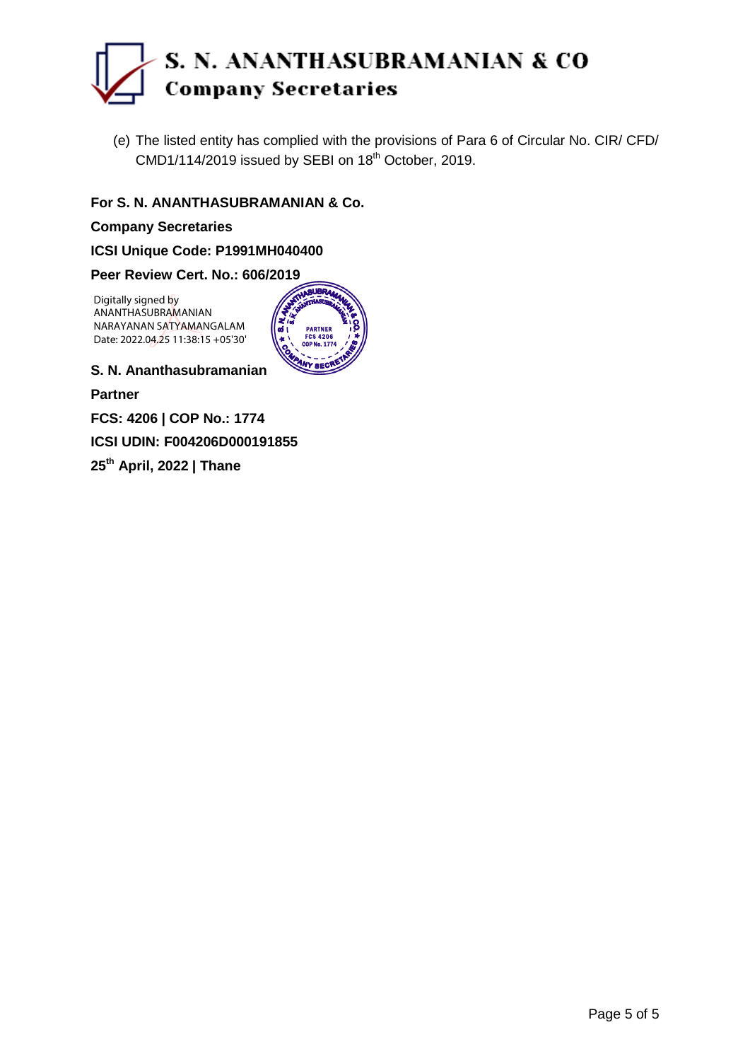(e) The listed entity has complied with the provisions of Para 6 of Circular No. CIR/ CFD/ CMD1/114/2019 issued by SEBI on 18th October, 2019.

**For S. N. ANANTHASUBRAMANIAN & Co.**

**Company Secretaries**

**ICSI Unique Code: P1991MH040400**

**Peer Review Cert. No.: 606/2019**

Digitally signed by ANANTHASUBRAMANIAN NARAYANAN SATYAMANGALAM
Date: 2022.04.25 11:38:15 +05'30'

**S. N. Ananthasubramanian**

**Partner**

**FCS: 4206 | COP No.: 1774**

**ICSI UDIN: F004206D000191855**

**25th April, 2022 | Thane**